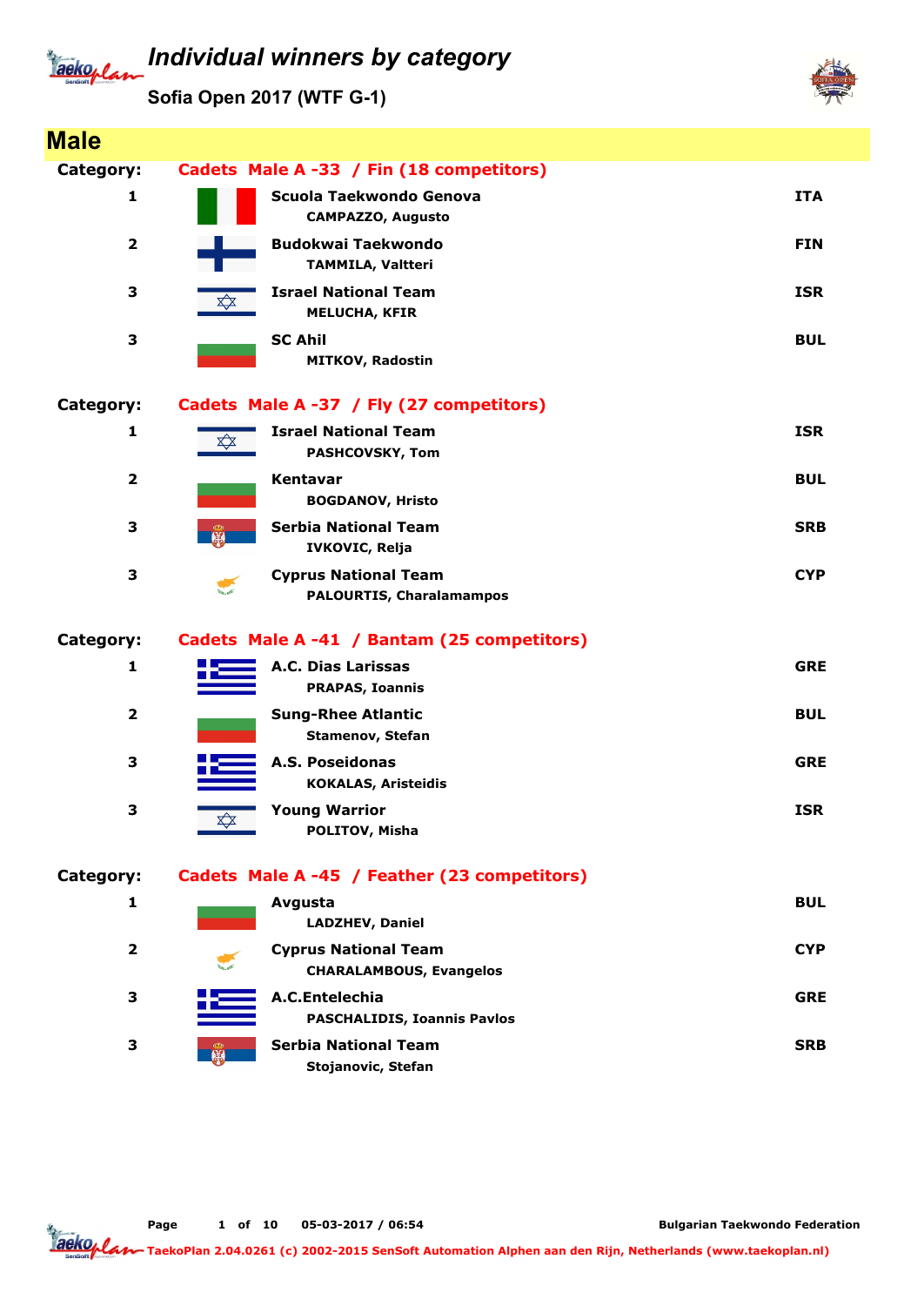# Individual winners by category

## Sofia Open 2017 (WTF G-1)

## Male

**Category:** Cadets Male A -33 / Fin (18 competitors)

| Place | Club / Name | Country |
|---|---|---|
| 1 | Scuola Taekwondo Genova<br>CAMPAZZO, Augusto | ITA |
| 2 | Budokwai Taekwondo<br>TAMMILA, Valtteri | FIN |
| 3 | Israel National Team<br>MELUCHA, KFIR | ISR |
| 3 | SC Ahil<br>MITKOV, Radostin | BUL |

**Category:** Cadets Male A -37 / Fly (27 competitors)

| Place | Club / Name | Country |
|---|---|---|
| 1 | Israel National Team<br>PASHCOVSKY, Tom | ISR |
| 2 | Kentavar<br>BOGDANOV, Hristo | BUL |
| 3 | Serbia National Team<br>IVKOVIC, Relja | SRB |
| 3 | Cyprus National Team<br>PALOURTIS, Charalamampos | CYP |

**Category:** Cadets Male A -41 / Bantam (25 competitors)

| Place | Club / Name | Country |
|---|---|---|
| 1 | A.C. Dias Larissas<br>PRAPAS, Ioannis | GRE |
| 2 | Sung-Rhee Atlantic<br>Stamenov, Stefan | BUL |
| 3 | A.S. Poseidonas<br>KOKALAS, Aristeidis | GRE |
| 3 | Young Warrior<br>POLITOV, Misha | ISR |

**Category:** Cadets Male A -45 / Feather (23 competitors)

| Place | Club / Name | Country |
|---|---|---|
| 1 | Avgusta<br>LADZHEV, Daniel | BUL |
| 2 | Cyprus National Team<br>CHARALAMBOUS, Evangelos | CYP |
| 3 | A.C.Entelechia<br>PASCHALIDIS, Ioannis Pavlos | GRE |
| 3 | Serbia National Team<br>Stojanovic, Stefan | SRB |

05-03-2017 / 06:54 — Bulgarian Taekwondo Federation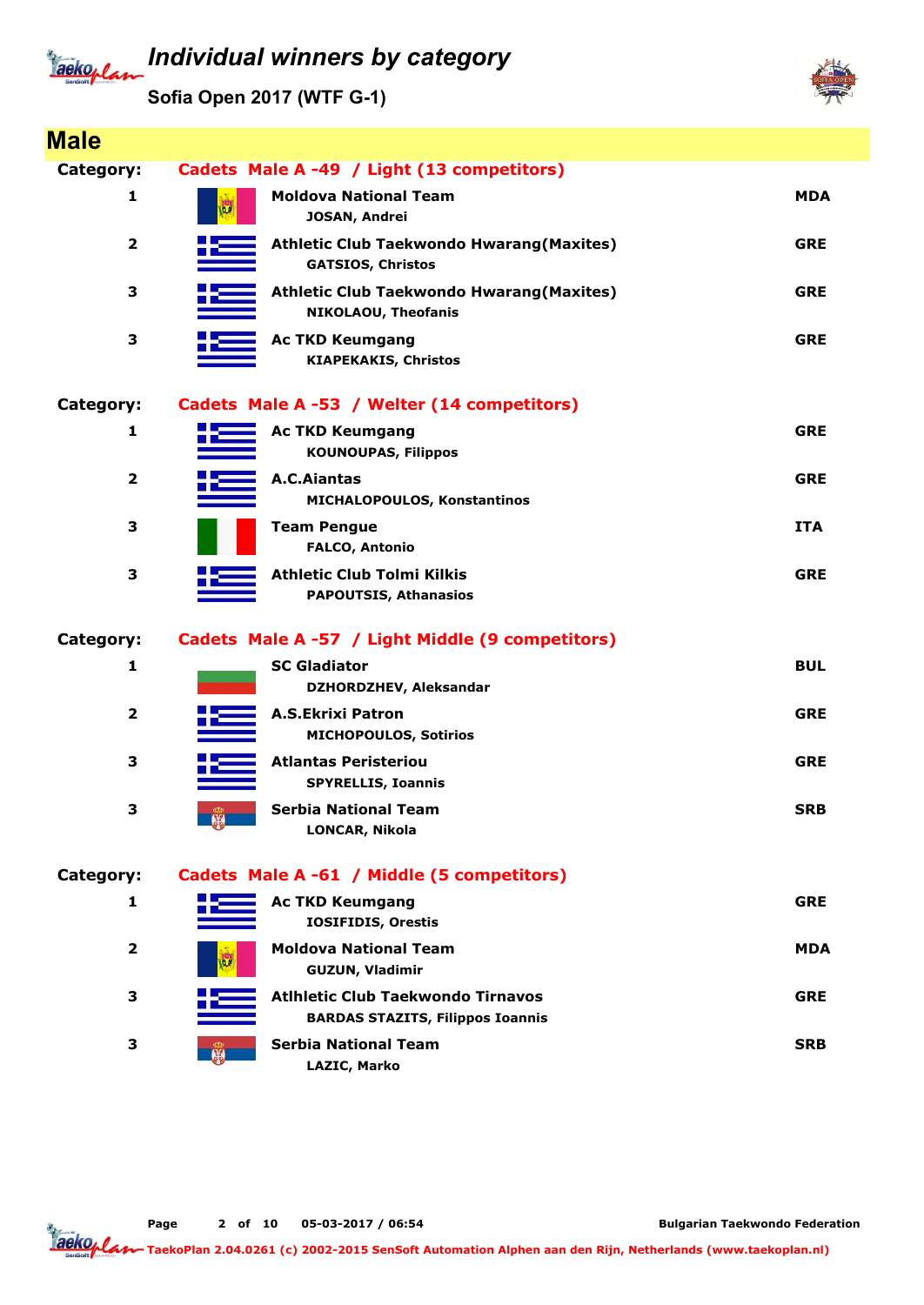# Individual winners by category

## Sofia Open 2017 (WTF G-1)

## Male

**Category: Cadets Male A -49 / Light (13 competitors)**

| Place | Club / Name | Country |
|---|---|---|
| 1 | **Moldova National Team** JOSAN, Andrei | MDA |
| 2 | **Athletic Club Taekwondo Hwarang(Maxites)** GATSIOS, Christos | GRE |
| 3 | **Athletic Club Taekwondo Hwarang(Maxites)** NIKOLAOU, Theofanis | GRE |
| 3 | **Ac TKD Keumgang** KIAPEKAKIS, Christos | GRE |

**Category: Cadets Male A -53 / Welter (14 competitors)**

| Place | Club / Name | Country |
|---|---|---|
| 1 | **Ac TKD Keumgang** KOUNOUPAS, Filippos | GRE |
| 2 | **A.C.Aiantas** MICHALOPOULOS, Konstantinos | GRE |
| 3 | **Team Pengue** FALCO, Antonio | ITA |
| 3 | **Athletic Club Tolmi Kilkis** PAPOUTSIS, Athanasios | GRE |

**Category: Cadets Male A -57 / Light Middle (9 competitors)**

| Place | Club / Name | Country |
|---|---|---|
| 1 | **SC Gladiator** DZHORDZHEV, Aleksandar | BUL |
| 2 | **A.S.Ekrixi Patron** MICHOPOULOS, Sotirios | GRE |
| 3 | **Atlantas Peristeriou** SPYRELLIS, Ioannis | GRE |
| 3 | **Serbia National Team** LONCAR, Nikola | SRB |

**Category: Cadets Male A -61 / Middle (5 competitors)**

| Place | Club / Name | Country |
|---|---|---|
| 1 | **Ac TKD Keumgang** IOSIFIDIS, Orestis | GRE |
| 2 | **Moldova National Team** GUZUN, Vladimir | MDA |
| 3 | **Atlhletic Club Taekwondo Tirnavos** BARDAS STAZITS, Filippos Ioannis | GRE |
| 3 | **Serbia National Team** LAZIC, Marko | SRB |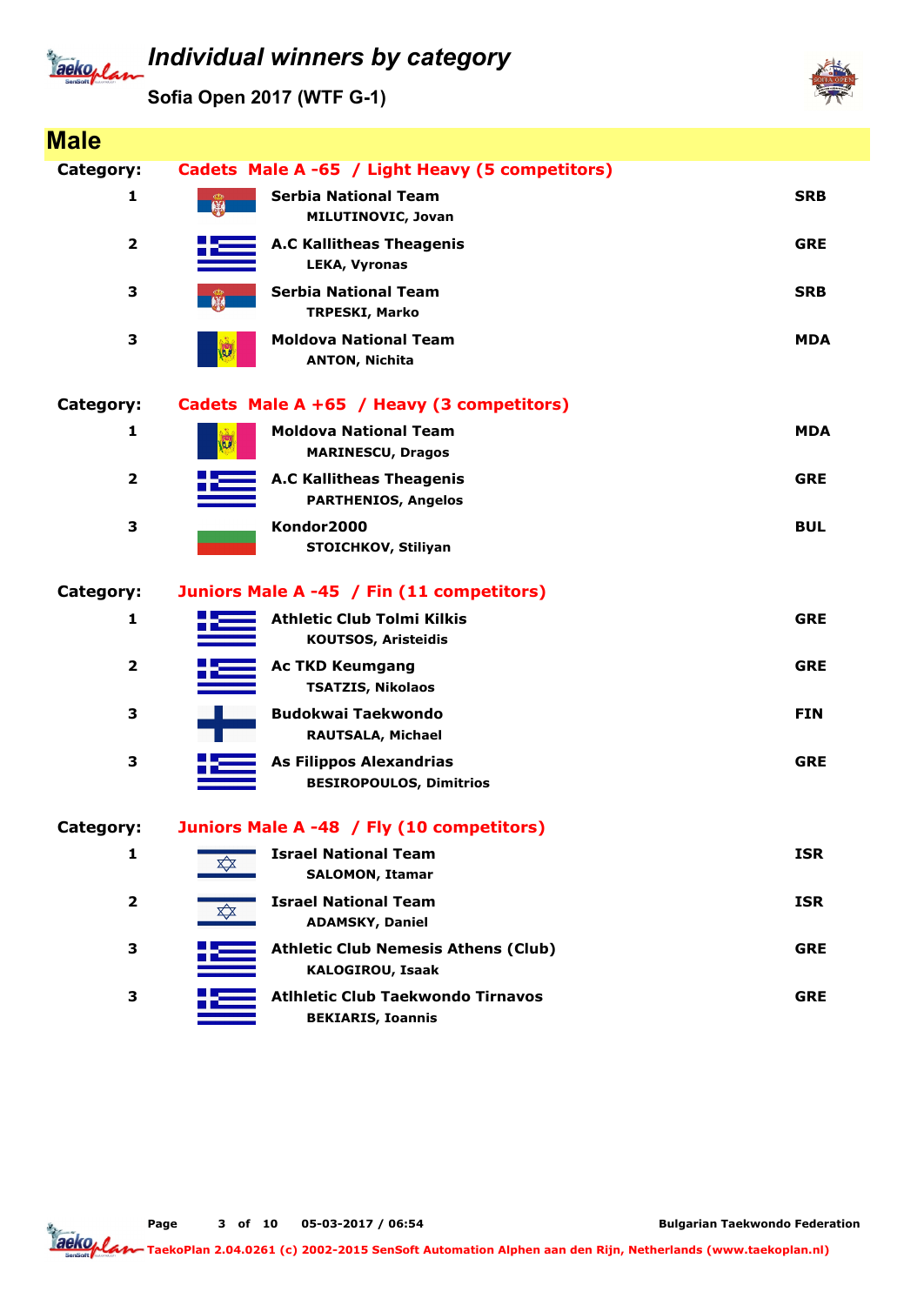# Individual winners by category

## Sofia Open 2017 (WTF G-1)

## Male

**Category: Cadets Male A -65 / Light Heavy (5 competitors)**

| Place | Team / Name | Country |
|---|---|---|
| 1 | **Serbia National Team**<br>MILUTINOVIC, Jovan | SRB |
| 2 | **A.C Kallitheas Theagenis**<br>LEKA, Vyronas | GRE |
| 3 | **Serbia National Team**<br>TRPESKI, Marko | SRB |
| 3 | **Moldova National Team**<br>ANTON, Nichita | MDA |

**Category: Cadets Male A +65 / Heavy (3 competitors)**

| Place | Team / Name | Country |
|---|---|---|
| 1 | **Moldova National Team**<br>MARINESCU, Dragos | MDA |
| 2 | **A.C Kallitheas Theagenis**<br>PARTHENIOS, Angelos | GRE |
| 3 | **Kondor2000**<br>STOICHKOV, Stiliyan | BUL |

**Category: Juniors Male A -45 / Fin (11 competitors)**

| Place | Team / Name | Country |
|---|---|---|
| 1 | **Athletic Club Tolmi Kilkis**<br>KOUTSOS, Aristeidis | GRE |
| 2 | **Ac TKD Keumgang**<br>TSATZIS, Nikolaos | GRE |
| 3 | **Budokwai Taekwondo**<br>RAUTSALA, Michael | FIN |
| 3 | **As Filippos Alexandrias**<br>BESIROPOULOS, Dimitrios | GRE |

**Category: Juniors Male A -48 / Fly (10 competitors)**

| Place | Team / Name | Country |
|---|---|---|
| 1 | **Israel National Team**<br>SALOMON, Itamar | ISR |
| 2 | **Israel National Team**<br>ADAMSKY, Daniel | ISR |
| 3 | **Athletic Club Nemesis Athens (Club)**<br>KALOGIROU, Isaak | GRE |
| 3 | **Atlhletic Club Taekwondo Tirnavos**<br>BEKIARIS, Ioannis | GRE |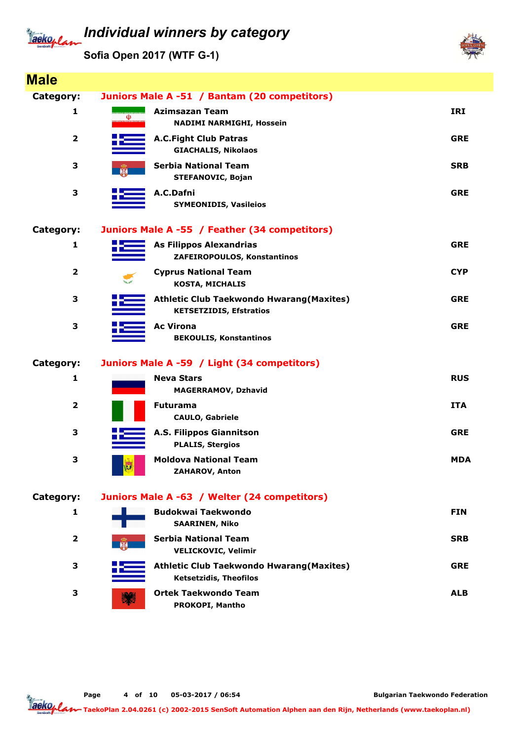# Individual winners by category

## Sofia Open 2017 (WTF G-1)

## Male

### Category: Juniors Male A -51 / Bantam (20 competitors)

| Place | Team / Name | Country |
|---|---|---|
| 1 | **Azimsazan Team**<br>NADIMI NARMIGHI, Hossein | IRI |
| 2 | **A.C.Fight Club Patras**<br>GIACHALIS, Nikolaos | GRE |
| 3 | **Serbia National Team**<br>STEFANOVIC, Bojan | SRB |
| 3 | **A.C.Dafni**<br>SYMEONIDIS, Vasileios | GRE |

### Category: Juniors Male A -55 / Feather (34 competitors)

| Place | Team / Name | Country |
|---|---|---|
| 1 | **As Filippos Alexandrias**<br>ZAFEIROPOULOS, Konstantinos | GRE |
| 2 | **Cyprus National Team**<br>KOSTA, MICHALIS | CYP |
| 3 | **Athletic Club Taekwondo Hwarang(Maxites)**<br>KETSETZIDIS, Efstratios | GRE |
| 3 | **Ac Virona**<br>BEKOULIS, Konstantinos | GRE |

### Category: Juniors Male A -59 / Light (34 competitors)

| Place | Team / Name | Country |
|---|---|---|
| 1 | **Neva Stars**<br>MAGERRAMOV, Dzhavid | RUS |
| 2 | **Futurama**<br>CAULO, Gabriele | ITA |
| 3 | **A.S. Filippos Giannitson**<br>PLALIS, Stergios | GRE |
| 3 | **Moldova National Team**<br>ZAHAROV, Anton | MDA |

### Category: Juniors Male A -63 / Welter (24 competitors)

| Place | Team / Name | Country |
|---|---|---|
| 1 | **Budokwai Taekwondo**<br>SAARINEN, Niko | FIN |
| 2 | **Serbia National Team**<br>VELICKOVIC, Velimir | SRB |
| 3 | **Athletic Club Taekwondo Hwarang(Maxites)**<br>Ketsetzidis, Theofilos | GRE |
| 3 | **Ortek Taekwondo Team**<br>PROKOPI, Mantho | ALB |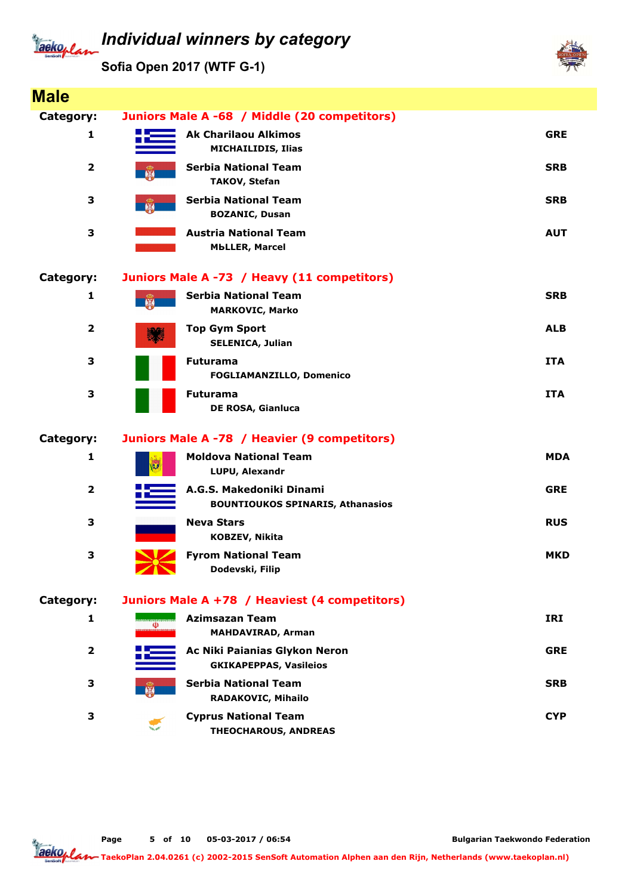# Individual winners by category

## Sofia Open 2017 (WTF G-1)

## Male

**Category:** Juniors Male A -68 / Middle (20 competitors)

| Place | Team / Name | Country |
|---|---|---|
| 1 | **Ak Charilaou Alkimos**<br>MICHAILIDIS, Ilias | GRE |
| 2 | **Serbia National Team**<br>TAKOV, Stefan | SRB |
| 3 | **Serbia National Team**<br>BOZANIC, Dusan | SRB |
| 3 | **Austria National Team**<br>MЬLLER, Marcel | AUT |

**Category:** Juniors Male A -73 / Heavy (11 competitors)

| Place | Team / Name | Country |
|---|---|---|
| 1 | **Serbia National Team**<br>MARKOVIC, Marko | SRB |
| 2 | **Top Gym Sport**<br>SELENICA, Julian | ALB |
| 3 | **Futurama**<br>FOGLIAMANZILLO, Domenico | ITA |
| 3 | **Futurama**<br>DE ROSA, Gianluca | ITA |

**Category:** Juniors Male A -78 / Heavier (9 competitors)

| Place | Team / Name | Country |
|---|---|---|
| 1 | **Moldova National Team**<br>LUPU, Alexandr | MDA |
| 2 | **A.G.S. Makedoniki Dinami**<br>BOUNTIOUKOS SPINARIS, Athanasios | GRE |
| 3 | **Neva Stars**<br>KOBZEV, Nikita | RUS |
| 3 | **Fyrom National Team**<br>Dodevski, Filip | MKD |

**Category:** Juniors Male A +78 / Heaviest (4 competitors)

| Place | Team / Name | Country |
|---|---|---|
| 1 | **Azimsazan Team**<br>MAHDAVIRAD, Arman | IRI |
| 2 | **Ac Niki Paianias Glykon Neron**<br>GKIKAPEPPAS, Vasileios | GRE |
| 3 | **Serbia National Team**<br>RADAKOVIC, Mihailo | SRB |
| 3 | **Cyprus National Team**<br>THEOCHAROUS, ANDREAS | CYP |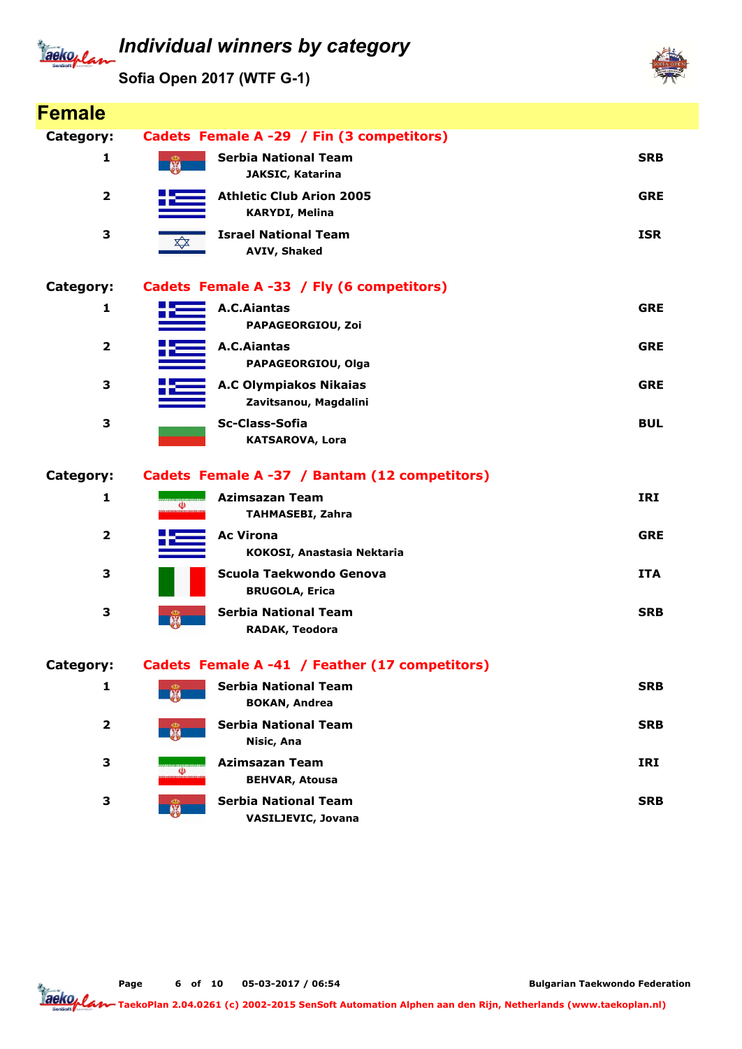# Individual winners by category

## Sofia Open 2017 (WTF G-1)

## Female

**Category:** Cadets Female A -29 / Fin (3 competitors)

| Place | Team / Name | Country |
|---|---|---|
| 1 | **Serbia National Team**<br>JAKSIC, Katarina | SRB |
| 2 | **Athletic Club Arion 2005**<br>KARYDI, Melina | GRE |
| 3 | **Israel National Team**<br>AVIV, Shaked | ISR |

**Category:** Cadets Female A -33 / Fly (6 competitors)

| Place | Team / Name | Country |
|---|---|---|
| 1 | **A.C.Aiantas**<br>PAPAGEORGIOU, Zoi | GRE |
| 2 | **A.C.Aiantas**<br>PAPAGEORGIOU, Olga | GRE |
| 3 | **A.C Olympiakos Nikaias**<br>Zavitsanou, Magdalini | GRE |
| 3 | **Sc-Class-Sofia**<br>KATSAROVA, Lora | BUL |

**Category:** Cadets Female A -37 / Bantam (12 competitors)

| Place | Team / Name | Country |
|---|---|---|
| 1 | **Azimsazan Team**<br>TAHMASEBI, Zahra | IRI |
| 2 | **Ac Virona**<br>KOKOSI, Anastasia Nektaria | GRE |
| 3 | **Scuola Taekwondo Genova**<br>BRUGOLA, Erica | ITA |
| 3 | **Serbia National Team**<br>RADAK, Teodora | SRB |

**Category:** Cadets Female A -41 / Feather (17 competitors)

| Place | Team / Name | Country |
|---|---|---|
| 1 | **Serbia National Team**<br>BOKAN, Andrea | SRB |
| 2 | **Serbia National Team**<br>Nisic, Ana | SRB |
| 3 | **Azimsazan Team**<br>BEHVAR, Atousa | IRI |
| 3 | **Serbia National Team**<br>VASILJEVIC, Jovana | SRB |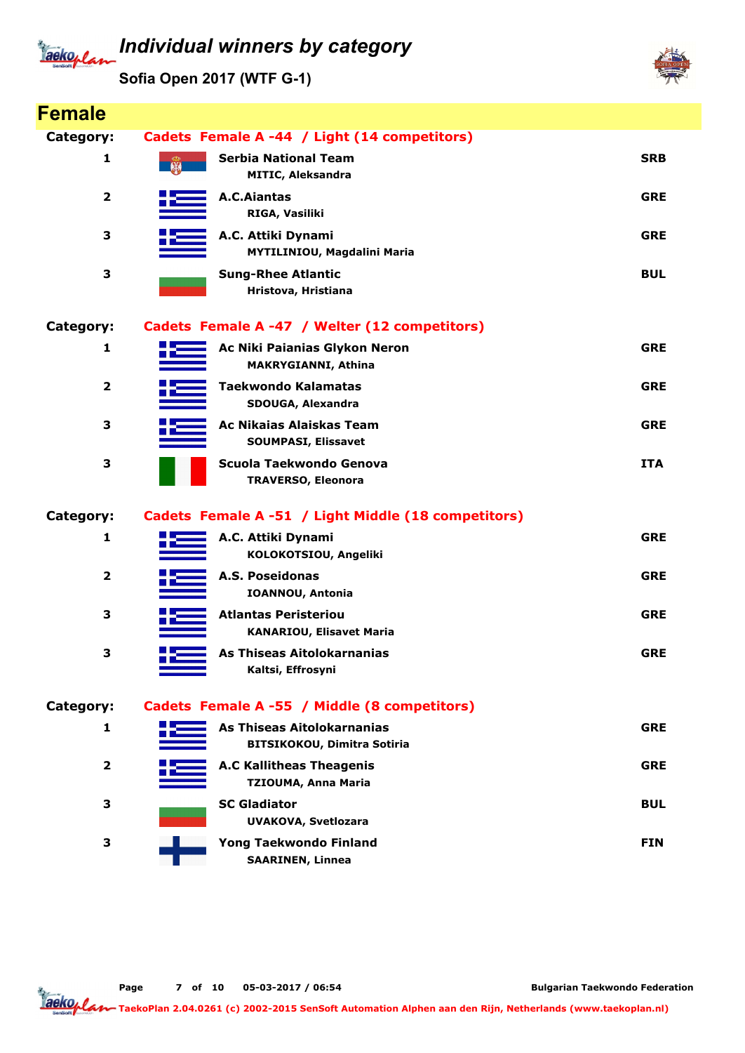# Individual winners by category

## Sofia Open 2017 (WTF G-1)

## Female

**Category:** Cadets Female A -44 / Light (14 competitors)

| Place | Club / Name | Country |
|---|---|---|
| 1 | **Serbia National Team**<br>MITIC, Aleksandra | SRB |
| 2 | **A.C.Aiantas**<br>RIGA, Vasiliki | GRE |
| 3 | **A.C. Attiki Dynami**<br>MYTILINIOU, Magdalini Maria | GRE |
| 3 | **Sung-Rhee Atlantic**<br>Hristova, Hristiana | BUL |

**Category:** Cadets Female A -47 / Welter (12 competitors)

| Place | Club / Name | Country |
|---|---|---|
| 1 | **Ac Niki Paianias Glykon Neron**<br>MAKRYGIANNI, Athina | GRE |
| 2 | **Taekwondo Kalamatas**<br>SDOUGA, Alexandra | GRE |
| 3 | **Ac Nikaias Alaiskas Team**<br>SOUMPASI, Elissavet | GRE |
| 3 | **Scuola Taekwondo Genova**<br>TRAVERSO, Eleonora | ITA |

**Category:** Cadets Female A -51 / Light Middle (18 competitors)

| Place | Club / Name | Country |
|---|---|---|
| 1 | **A.C. Attiki Dynami**<br>KOLOKOTSIOU, Angeliki | GRE |
| 2 | **A.S. Poseidonas**<br>IOANNOU, Antonia | GRE |
| 3 | **Atlantas Peristeriou**<br>KANARIOU, Elisavet Maria | GRE |
| 3 | **As Thiseas Aitolokarnanias**<br>Kaltsi, Effrosyni | GRE |

**Category:** Cadets Female A -55 / Middle (8 competitors)

| Place | Club / Name | Country |
|---|---|---|
| 1 | **As Thiseas Aitolokarnanias**<br>BITSIKOKOU, Dimitra Sotiria | GRE |
| 2 | **A.C Kallitheas Theagenis**<br>TZIOUMA, Anna Maria | GRE |
| 3 | **SC Gladiator**<br>UVAKOVA, Svetlozara | BUL |
| 3 | **Yong Taekwondo Finland**<br>SAARINEN, Linnea | FIN |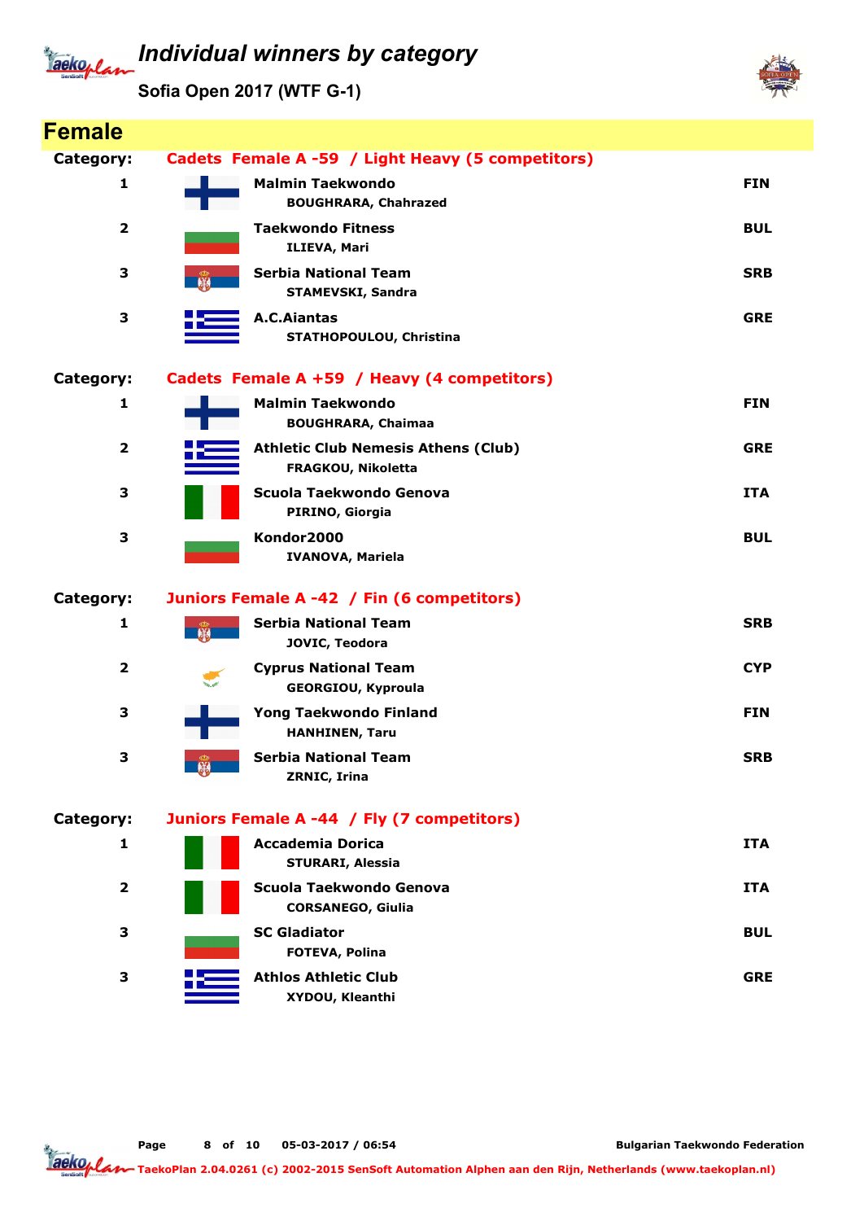# Individual winners by category

## Sofia Open 2017 (WTF G-1)

## Female

**Category:** Cadets Female A -59 / Light Heavy (5 competitors)

| Place | Club / Name | Country |
|---|---|---|
| 1 | **Malmin Taekwondo**<br>BOUGHRARA, Chahrazed | FIN |
| 2 | **Taekwondo Fitness**<br>ILIEVA, Mari | BUL |
| 3 | **Serbia National Team**<br>STAMEVSKI, Sandra | SRB |
| 3 | **A.C.Aiantas**<br>STATHOPOULOU, Christina | GRE |

**Category:** Cadets Female A +59 / Heavy (4 competitors)

| Place | Club / Name | Country |
|---|---|---|
| 1 | **Malmin Taekwondo**<br>BOUGHRARA, Chaimaa | FIN |
| 2 | **Athletic Club Nemesis Athens (Club)**<br>FRAGKOU, Nikoletta | GRE |
| 3 | **Scuola Taekwondo Genova**<br>PIRINO, Giorgia | ITA |
| 3 | **Kondor2000**<br>IVANOVA, Mariela | BUL |

**Category:** Juniors Female A -42 / Fin (6 competitors)

| Place | Club / Name | Country |
|---|---|---|
| 1 | **Serbia National Team**<br>JOVIC, Teodora | SRB |
| 2 | **Cyprus National Team**<br>GEORGIOU, Kyproula | CYP |
| 3 | **Yong Taekwondo Finland**<br>HANHINEN, Taru | FIN |
| 3 | **Serbia National Team**<br>ZRNIC, Irina | SRB |

**Category:** Juniors Female A -44 / Fly (7 competitors)

| Place | Club / Name | Country |
|---|---|---|
| 1 | **Accademia Dorica**<br>STURARI, Alessia | ITA |
| 2 | **Scuola Taekwondo Genova**<br>CORSANEGO, Giulia | ITA |
| 3 | **SC Gladiator**<br>FOTEVA, Polina | BUL |
| 3 | **Athlos Athletic Club**<br>XYDOU, Kleanthi | GRE |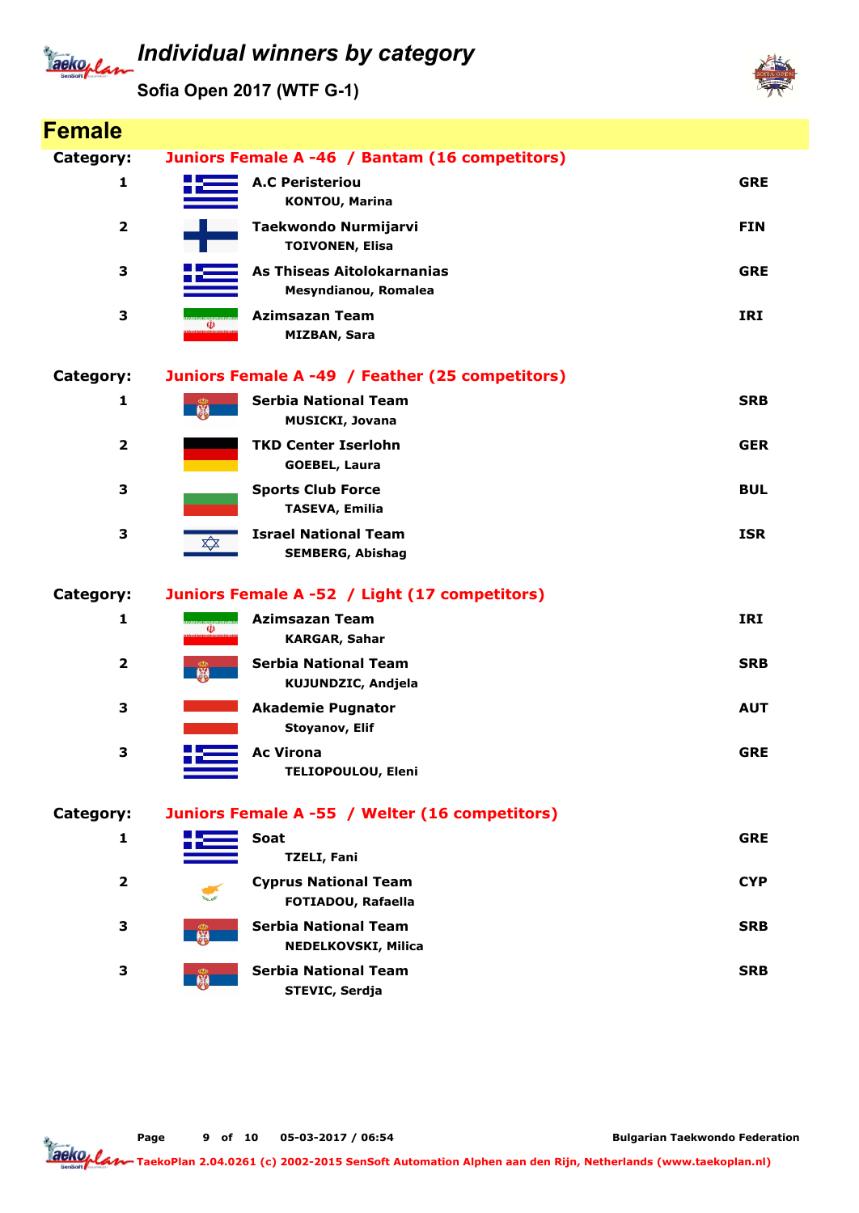# Individual winners by category

## Sofia Open 2017 (WTF G-1)

## Female

**Category: Juniors Female A -46 / Bantam (16 competitors)**

| Place | Team / Name | Country |
|---|---|---|
| 1 | A.C Peristeriou<br>KONTOU, Marina | GRE |
| 2 | Taekwondo Nurmijarvi<br>TOIVONEN, Elisa | FIN |
| 3 | As Thiseas Aitolokarnanias<br>Mesyndianou, Romalea | GRE |
| 3 | Azimsazan Team<br>MIZBAN, Sara | IRI |

**Category: Juniors Female A -49 / Feather (25 competitors)**

| Place | Team / Name | Country |
|---|---|---|
| 1 | Serbia National Team<br>MUSICKI, Jovana | SRB |
| 2 | TKD Center Iserlohn<br>GOEBEL, Laura | GER |
| 3 | Sports Club Force<br>TASEVA, Emilia | BUL |
| 3 | Israel National Team<br>SEMBERG, Abishag | ISR |

**Category: Juniors Female A -52 / Light (17 competitors)**

| Place | Team / Name | Country |
|---|---|---|
| 1 | Azimsazan Team<br>KARGAR, Sahar | IRI |
| 2 | Serbia National Team<br>KUJUNDZIC, Andjela | SRB |
| 3 | Akademie Pugnator<br>Stoyanov, Elif | AUT |
| 3 | Ac Virona<br>TELIOPOULOU, Eleni | GRE |

**Category: Juniors Female A -55 / Welter (16 competitors)**

| Place | Team / Name | Country |
|---|---|---|
| 1 | Soat<br>TZELI, Fani | GRE |
| 2 | Cyprus National Team<br>FOTIADOU, Rafaella | CYP |
| 3 | Serbia National Team<br>NEDELKOVSKI, Milica | SRB |
| 3 | Serbia National Team<br>STEVIC, Serdja | SRB |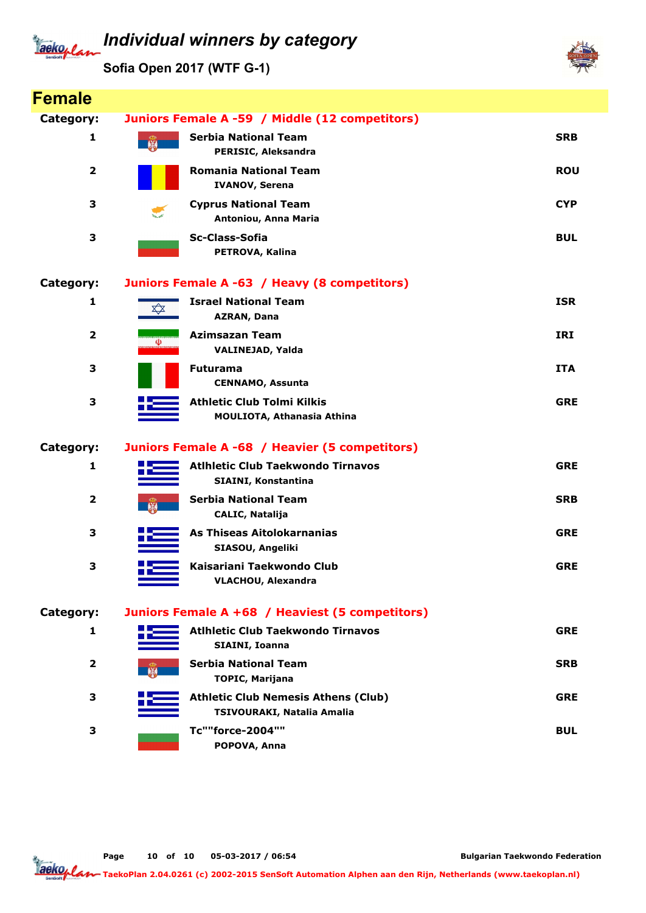# Individual winners by category

## Sofia Open 2017 (WTF G-1)

## Female

**Category:** Juniors Female A -59 / Middle (12 competitors)

| | | |
|---|---|---|
| 1 | **Serbia National Team** PERISIC, Aleksandra | SRB |
| 2 | **Romania National Team** IVANOV, Serena | ROU |
| 3 | **Cyprus National Team** Antoniou, Anna Maria | CYP |
| 3 | **Sc-Class-Sofia** PETROVA, Kalina | BUL |

**Category:** Juniors Female A -63 / Heavy (8 competitors)

| | | |
|---|---|---|
| 1 | **Israel National Team** AZRAN, Dana | ISR |
| 2 | **Azimsazan Team** VALINEJAD, Yalda | IRI |
| 3 | **Futurama** CENNAMO, Assunta | ITA |
| 3 | **Athletic Club Tolmi Kilkis** MOULIOTA, Athanasia Athina | GRE |

**Category:** Juniors Female A -68 / Heavier (5 competitors)

| | | |
|---|---|---|
| 1 | **Atlhletic Club Taekwondo Tirnavos** SIAINI, Konstantina | GRE |
| 2 | **Serbia National Team** CALIC, Natalija | SRB |
| 3 | **As Thiseas Aitolokarnanias** SIASOU, Angeliki | GRE |
| 3 | **Kaisariani Taekwondo Club** VLACHOU, Alexandra | GRE |

**Category:** Juniors Female A +68 / Heaviest (5 competitors)

| | | |
|---|---|---|
| 1 | **Atlhletic Club Taekwondo Tirnavos** SIAINI, Ioanna | GRE |
| 2 | **Serbia National Team** TOPIC, Marijana | SRB |
| 3 | **Athletic Club Nemesis Athens (Club)** TSIVOURAKI, Natalia Amalia | GRE |
| 3 | **Tc""force-2004""** POPOVA, Anna | BUL |